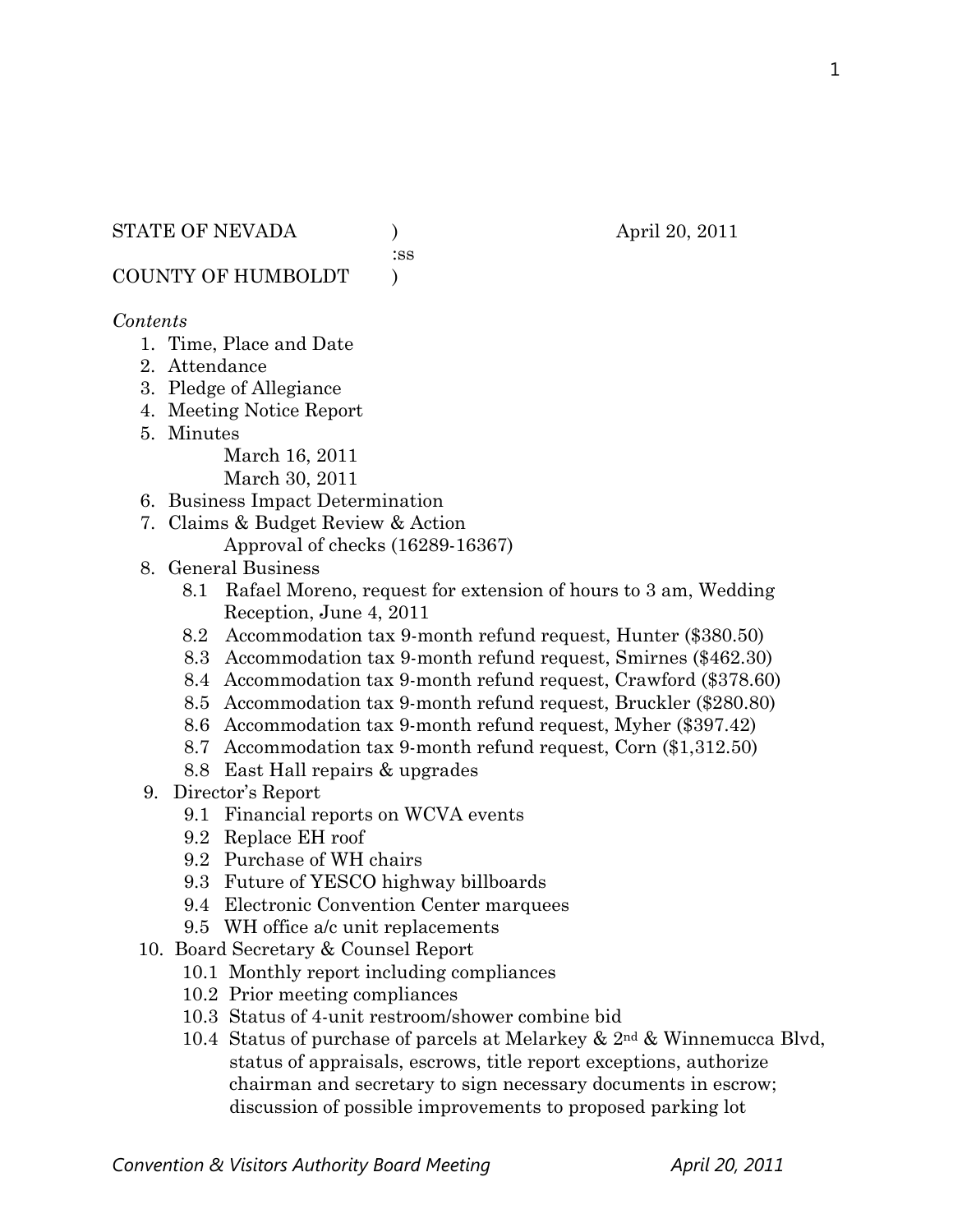STATE OF NEVADA ) April 20, 2011
:ss
COUNTY OF HUMBOLDT )

*Contents*

1. Time, Place and Date
2. Attendance
3. Pledge of Allegiance
4. Meeting Notice Report
5. Minutes
   - March 16, 2011
   - March 30, 2011
6. Business Impact Determination
7. Claims & Budget Review & Action
   - Approval of checks (16289-16367)
8. General Business
   - 8.1 Rafael Moreno, request for extension of hours to 3 am, Wedding Reception, June 4, 2011
   - 8.2 Accommodation tax 9-month refund request, Hunter ($380.50)
   - 8.3 Accommodation tax 9-month refund request, Smirnes ($462.30)
   - 8.4 Accommodation tax 9-month refund request, Crawford ($378.60)
   - 8.5 Accommodation tax 9-month refund request, Bruckler ($280.80)
   - 8.6 Accommodation tax 9-month refund request, Myher ($397.42)
   - 8.7 Accommodation tax 9-month refund request, Corn ($1,312.50)
   - 8.8 East Hall repairs & upgrades
9. Director's Report
   - 9.1 Financial reports on WCVA events
   - 9.2 Replace EH roof
   - 9.2 Purchase of WH chairs
   - 9.3 Future of YESCO highway billboards
   - 9.4 Electronic Convention Center marquees
   - 9.5 WH office a/c unit replacements
10. Board Secretary & Counsel Report
    - 10.1 Monthly report including compliances
    - 10.2 Prior meeting compliances
    - 10.3 Status of 4-unit restroom/shower combine bid
    - 10.4 Status of purchase of parcels at Melarkey & 2nd & Winnemucca Blvd, status of appraisals, escrows, title report exceptions, authorize chairman and secretary to sign necessary documents in escrow; discussion of possible improvements to proposed parking lot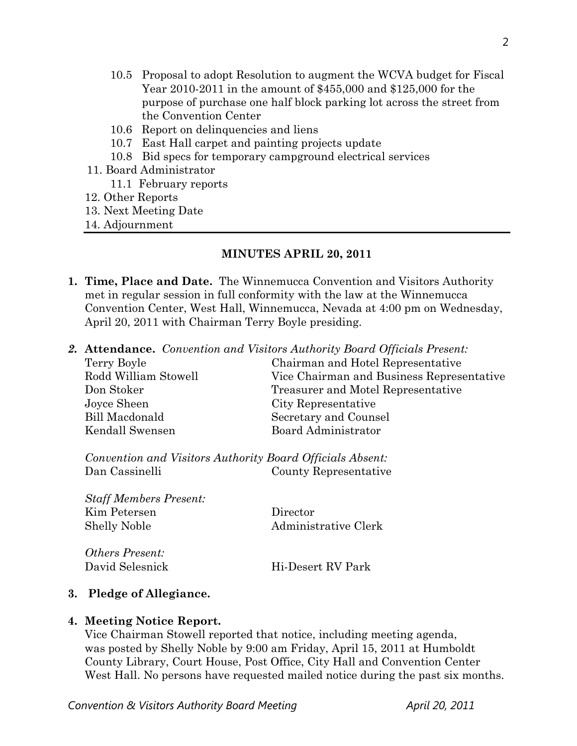10.5 Proposal to adopt Resolution to augment the WCVA budget for Fiscal Year 2010-2011 in the amount of $455,000 and $125,000 for the purpose of purchase one half block parking lot across the street from the Convention Center
10.6 Report on delinquencies and liens
10.7 East Hall carpet and painting projects update
10.8 Bid specs for temporary campground electrical services
11. Board Administrator
11.1 February reports
12. Other Reports
13. Next Meeting Date
14. Adjournment

---

**MINUTES APRIL 20, 2011**

1. **Time, Place and Date.** The Winnemucca Convention and Visitors Authority met in regular session in full conformity with the law at the Winnemucca Convention Center, West Hall, Winnemucca, Nevada at 4:00 pm on Wednesday, April 20, 2011 with Chairman Terry Boyle presiding.

2. **Attendance.** *Convention and Visitors Authority Board Officials Present:*

| | |
|---|---|
| Terry Boyle | Chairman and Hotel Representative |
| Rodd William Stowell | Vice Chairman and Business Representative |
| Don Stoker | Treasurer and Motel Representative |
| Joyce Sheen | City Representative |
| Bill Macdonald | Secretary and Counsel |
| Kendall Swensen | Board Administrator |

*Convention and Visitors Authority Board Officials Absent:*

| | |
|---|---|
| Dan Cassinelli | County Representative |

*Staff Members Present:*

| | |
|---|---|
| Kim Petersen | Director |
| Shelly Noble | Administrative Clerk |

*Others Present:*

| | |
|---|---|
| David Selesnick | Hi-Desert RV Park |

3. **Pledge of Allegiance.**

4. **Meeting Notice Report.**
Vice Chairman Stowell reported that notice, including meeting agenda, was posted by Shelly Noble by 9:00 am Friday, April 15, 2011 at Humboldt County Library, Court House, Post Office, City Hall and Convention Center West Hall. No persons have requested mailed notice during the past six months.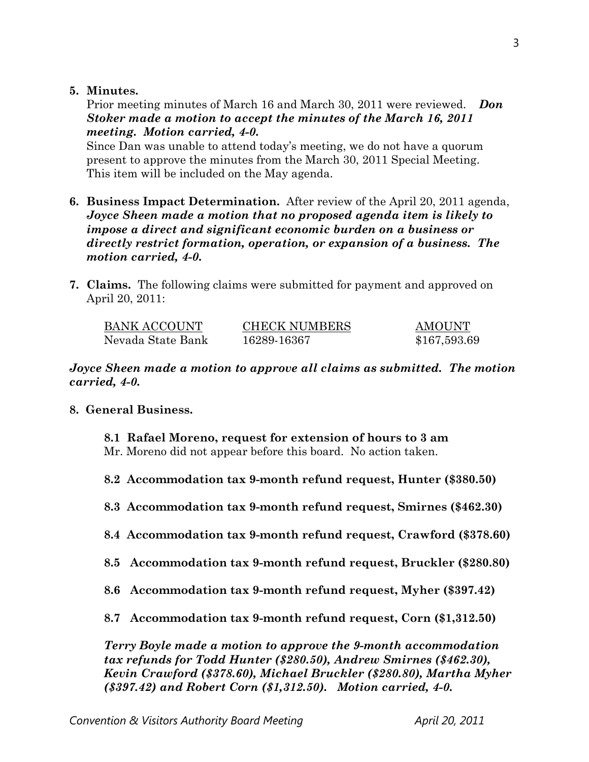**5. Minutes.**

Prior meeting minutes of March 16 and March 30, 2011 were reviewed. ***Don Stoker made a motion to accept the minutes of the March 16, 2011 meeting. Motion carried, 4-0.***

Since Dan was unable to attend today's meeting, we do not have a quorum present to approve the minutes from the March 30, 2011 Special Meeting. This item will be included on the May agenda.

**6. Business Impact Determination.** After review of the April 20, 2011 agenda, ***Joyce Sheen made a motion that no proposed agenda item is likely to impose a direct and significant economic burden on a business or directly restrict formation, operation, or expansion of a business. The motion carried, 4-0.***

**7. Claims.** The following claims were submitted for payment and approved on April 20, 2011:

| BANK ACCOUNT | CHECK NUMBERS | AMOUNT |
|---|---|---|
| Nevada State Bank | 16289-16367 | $167,593.69 |

***Joyce Sheen made a motion to approve all claims as submitted. The motion carried, 4-0.***

**8. General Business.**

**8.1 Rafael Moreno, request for extension of hours to 3 am**

Mr. Moreno did not appear before this board. No action taken.

**8.2 Accommodation tax 9-month refund request, Hunter ($380.50)**

**8.3 Accommodation tax 9-month refund request, Smirnes ($462.30)**

**8.4 Accommodation tax 9-month refund request, Crawford ($378.60)**

**8.5 Accommodation tax 9-month refund request, Bruckler ($280.80)**

**8.6 Accommodation tax 9-month refund request, Myher ($397.42)**

**8.7 Accommodation tax 9-month refund request, Corn ($1,312.50)**

***Terry Boyle made a motion to approve the 9-month accommodation tax refunds for Todd Hunter ($280.50), Andrew Smirnes ($462.30), Kevin Crawford ($378.60), Michael Bruckler ($280.80), Martha Myher ($397.42) and Robert Corn ($1,312.50). Motion carried, 4-0.***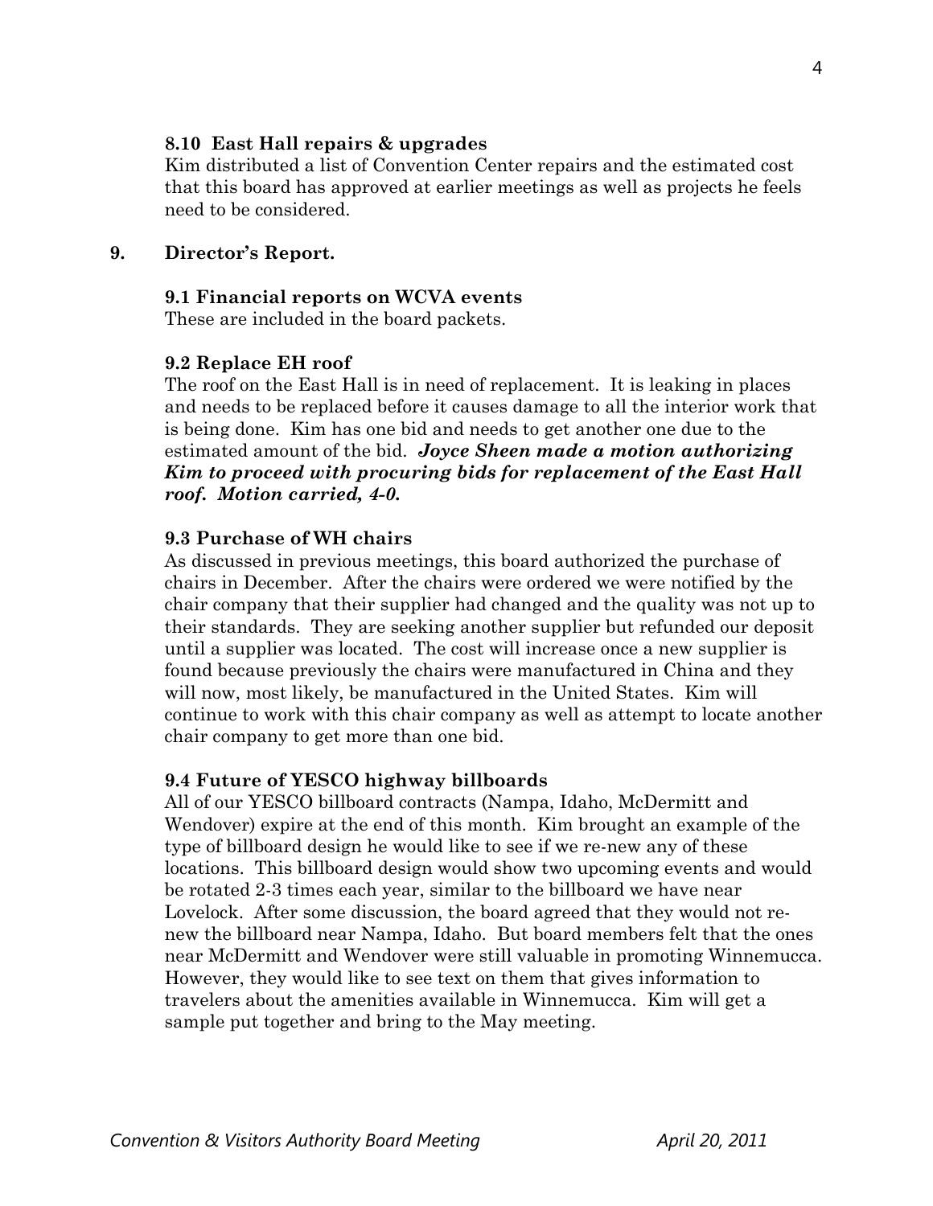**8.10 East Hall repairs & upgrades**

Kim distributed a list of Convention Center repairs and the estimated cost that this board has approved at earlier meetings as well as projects he feels need to be considered.

**9. Director's Report.**

**9.1 Financial reports on WCVA events**

These are included in the board packets.

**9.2 Replace EH roof**

The roof on the East Hall is in need of replacement. It is leaking in places and needs to be replaced before it causes damage to all the interior work that is being done. Kim has one bid and needs to get another one due to the estimated amount of the bid. ***Joyce Sheen made a motion authorizing Kim to proceed with procuring bids for replacement of the East Hall roof. Motion carried, 4-0.***

**9.3 Purchase of WH chairs**

As discussed in previous meetings, this board authorized the purchase of chairs in December. After the chairs were ordered we were notified by the chair company that their supplier had changed and the quality was not up to their standards. They are seeking another supplier but refunded our deposit until a supplier was located. The cost will increase once a new supplier is found because previously the chairs were manufactured in China and they will now, most likely, be manufactured in the United States. Kim will continue to work with this chair company as well as attempt to locate another chair company to get more than one bid.

**9.4 Future of YESCO highway billboards**

All of our YESCO billboard contracts (Nampa, Idaho, McDermitt and Wendover) expire at the end of this month. Kim brought an example of the type of billboard design he would like to see if we re-new any of these locations. This billboard design would show two upcoming events and would be rotated 2-3 times each year, similar to the billboard we have near Lovelock. After some discussion, the board agreed that they would not re-new the billboard near Nampa, Idaho. But board members felt that the ones near McDermitt and Wendover were still valuable in promoting Winnemucca. However, they would like to see text on them that gives information to travelers about the amenities available in Winnemucca. Kim will get a sample put together and bring to the May meeting.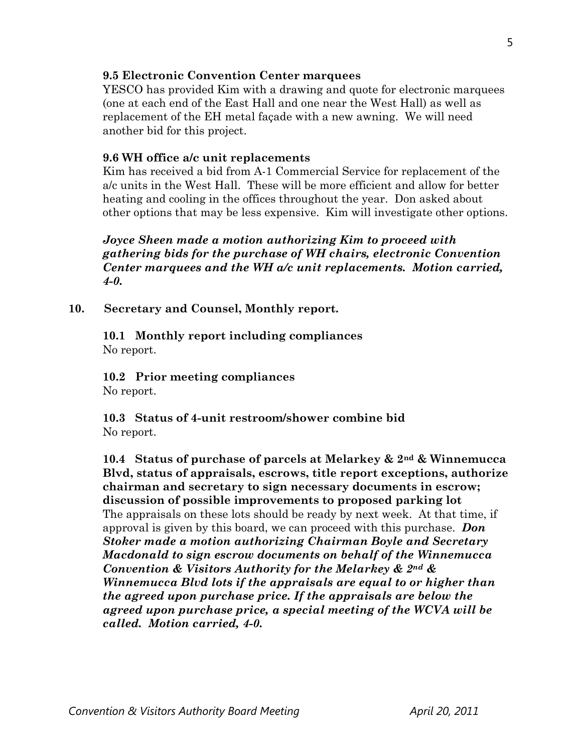**9.5 Electronic Convention Center marquees**

YESCO has provided Kim with a drawing and quote for electronic marquees (one at each end of the East Hall and one near the West Hall) as well as replacement of the EH metal façade with a new awning. We will need another bid for this project.

**9.6 WH office a/c unit replacements**

Kim has received a bid from A-1 Commercial Service for replacement of the a/c units in the West Hall. These will be more efficient and allow for better heating and cooling in the offices throughout the year. Don asked about other options that may be less expensive. Kim will investigate other options.

***Joyce Sheen made a motion authorizing Kim to proceed with gathering bids for the purchase of WH chairs, electronic Convention Center marquees and the WH a/c unit replacements. Motion carried, 4-0.***

**10. Secretary and Counsel, Monthly report.**

**10.1 Monthly report including compliances**

No report.

**10.2 Prior meeting compliances**

No report.

**10.3 Status of 4-unit restroom/shower combine bid**

No report.

**10.4 Status of purchase of parcels at Melarkey & 2nd & Winnemucca Blvd, status of appraisals, escrows, title report exceptions, authorize chairman and secretary to sign necessary documents in escrow; discussion of possible improvements to proposed parking lot**

The appraisals on these lots should be ready by next week. At that time, if approval is given by this board, we can proceed with this purchase. ***Don Stoker made a motion authorizing Chairman Boyle and Secretary Macdonald to sign escrow documents on behalf of the Winnemucca Convention & Visitors Authority for the Melarkey & 2nd & Winnemucca Blvd lots if the appraisals are equal to or higher than the agreed upon purchase price. If the appraisals are below the agreed upon purchase price, a special meeting of the WCVA will be called. Motion carried, 4-0.***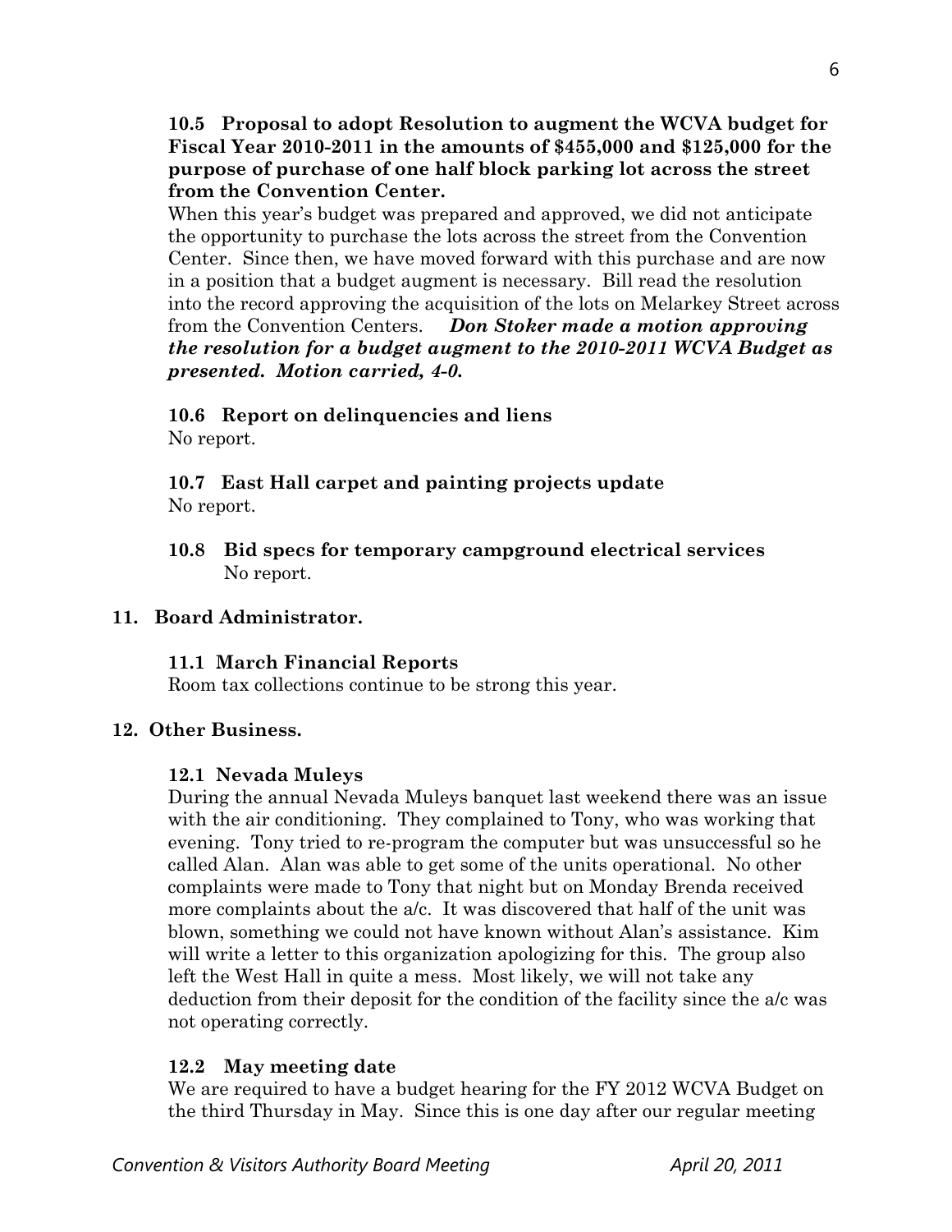**10.5 Proposal to adopt Resolution to augment the WCVA budget for Fiscal Year 2010-2011 in the amounts of $455,000 and $125,000 for the purpose of purchase of one half block parking lot across the street from the Convention Center.**

When this year's budget was prepared and approved, we did not anticipate the opportunity to purchase the lots across the street from the Convention Center. Since then, we have moved forward with this purchase and are now in a position that a budget augment is necessary. Bill read the resolution into the record approving the acquisition of the lots on Melarkey Street across from the Convention Centers. ***Don Stoker made a motion approving the resolution for a budget augment to the 2010-2011 WCVA Budget as presented. Motion carried, 4-0.***

**10.6 Report on delinquencies and liens**

No report.

**10.7 East Hall carpet and painting projects update**

No report.

**10.8 Bid specs for temporary campground electrical services**

No report.

## 11. Board Administrator.

**11.1 March Financial Reports**

Room tax collections continue to be strong this year.

## 12. Other Business.

**12.1 Nevada Muleys**

During the annual Nevada Muleys banquet last weekend there was an issue with the air conditioning. They complained to Tony, who was working that evening. Tony tried to re-program the computer but was unsuccessful so he called Alan. Alan was able to get some of the units operational. No other complaints were made to Tony that night but on Monday Brenda received more complaints about the a/c. It was discovered that half of the unit was blown, something we could not have known without Alan's assistance. Kim will write a letter to this organization apologizing for this. The group also left the West Hall in quite a mess. Most likely, we will not take any deduction from their deposit for the condition of the facility since the a/c was not operating correctly.

**12.2 May meeting date**

We are required to have a budget hearing for the FY 2012 WCVA Budget on the third Thursday in May. Since this is one day after our regular meeting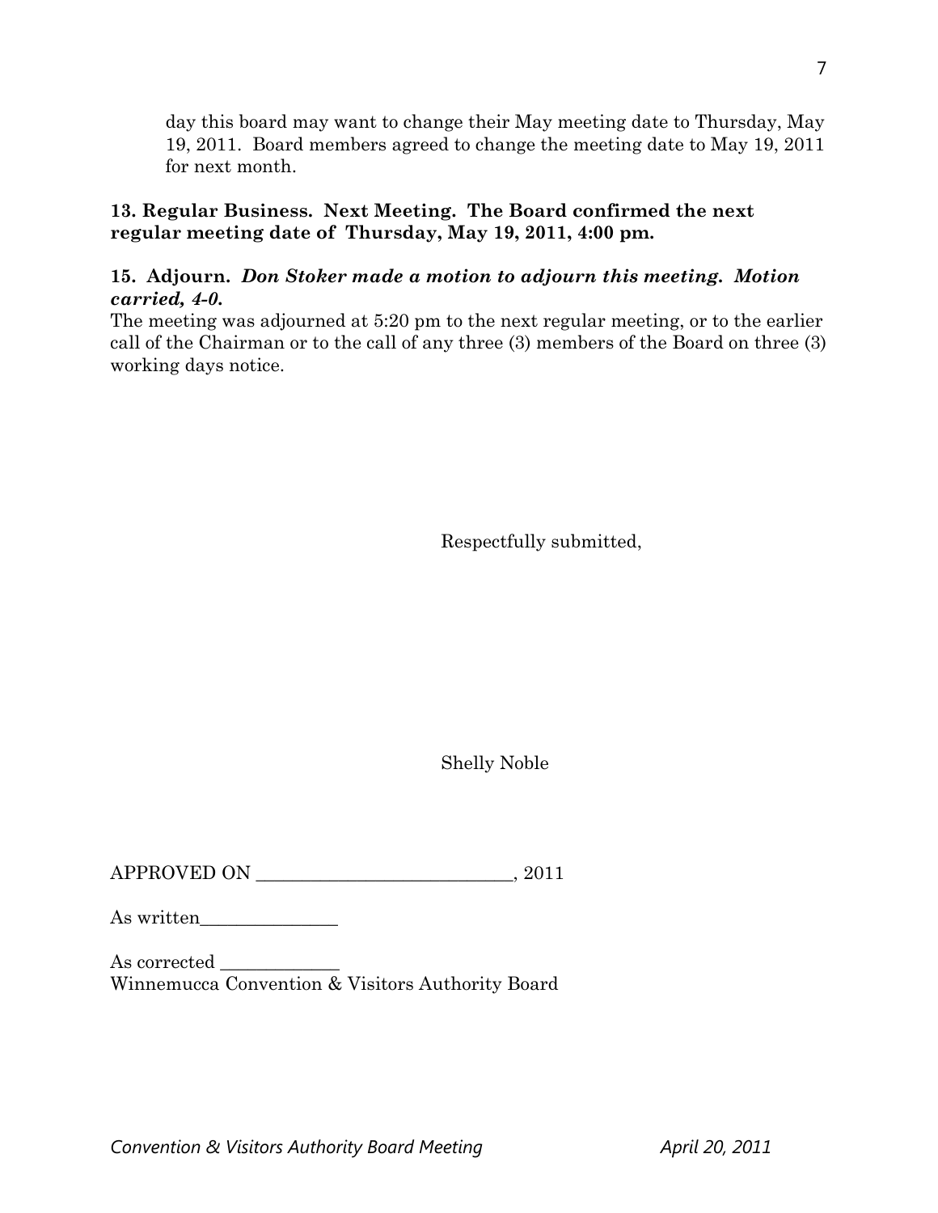day this board may want to change their May meeting date to Thursday, May 19, 2011. Board members agreed to change the meeting date to May 19, 2011 for next month.

**13. Regular Business. Next Meeting. The Board confirmed the next regular meeting date of Thursday, May 19, 2011, 4:00 pm.**

**15. Adjourn.** ***Don Stoker made a motion to adjourn this meeting. Motion carried, 4-0.***

The meeting was adjourned at 5:20 pm to the next regular meeting, or to the earlier call of the Chairman or to the call of any three (3) members of the Board on three (3) working days notice.

Respectfully submitted,

Shelly Noble

APPROVED ON ____________________________, 2011

As written_______________

As corrected _____________
Winnemucca Convention & Visitors Authority Board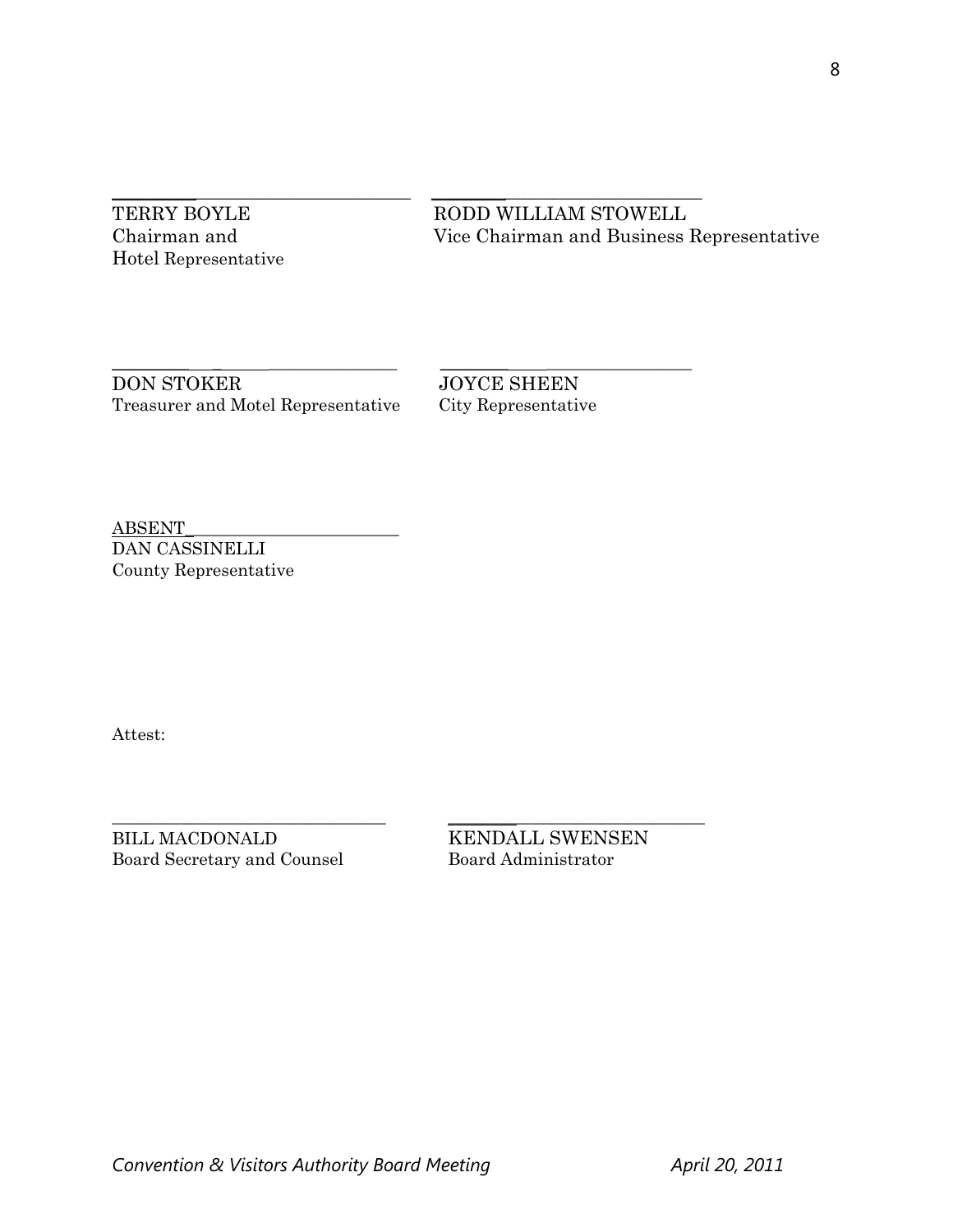\_\_\_\_\_\_\_\_\_\_\_\_\_\_\_\_\_\_\_\_\_\_\_\_\_\_\_\_\_\_
TERRY BOYLE
Chairman and
Hotel Representative

\_\_\_\_\_\_\_\_\_\_\_\_\_\_\_\_\_\_\_\_\_\_\_\_\_\_\_\_\_\_
RODD WILLIAM STOWELL
Vice Chairman and Business Representative

\_\_\_\_\_\_\_\_\_\_\_\_\_\_\_\_\_\_\_\_\_\_\_\_\_\_\_\_\_\_
DON STOKER
Treasurer and Motel Representative

\_\_\_\_\_\_\_\_\_\_\_\_\_\_\_\_\_\_\_\_\_\_\_\_\_\_\_\_\_\_
JOYCE SHEEN
City Representative

ABSENT\_\_\_\_\_\_\_\_\_\_\_\_\_\_\_\_\_\_\_\_\_\_\_\_
DAN CASSINELLI
County Representative

Attest:

\_\_\_\_\_\_\_\_\_\_\_\_\_\_\_\_\_\_\_\_\_\_\_\_\_\_\_\_\_\_
BILL MACDONALD
Board Secretary and Counsel

\_\_\_\_\_\_\_\_\_\_\_\_\_\_\_\_\_\_\_\_\_\_\_\_\_\_\_\_\_\_
KENDALL SWENSEN
Board Administrator